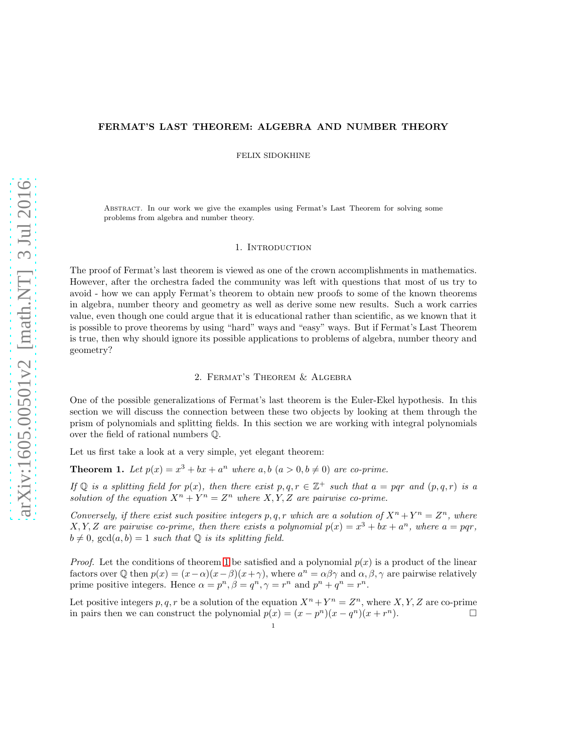# FERMAT'S LAST THEOREM: ALGEBRA AND NUMBER THEORY

FELIX SIDOKHINE

Abstract. In our work we give the examples using Fermat's Last Theorem for solving some problems from algebra and number theory.

## 1. Introduction

The proof of Fermat's last theorem is viewed as one of the crown accomplishments in mathematics. However, after the orchestra faded the community was left with questions that most of us try to avoid - how we can apply Fermat's theorem to obtain new proofs to some of the known theorems in algebra, number theory and geometry as well as derive some new results. Such a work carries value, even though one could argue that it is educational rather than scientific, as we known that it is possible to prove theorems by using "hard" ways and "easy" ways. But if Fermat's Last Theorem is true, then why should ignore its possible applications to problems of algebra, number theory and geometry?

## 2. Fermat's Theorem & Algebra

One of the possible generalizations of Fermat's last theorem is the Euler-Ekel hypothesis. In this section we will discuss the connection between these two objects by looking at them through the prism of polynomials and splitting fields. In this section we are working with integral polynomials over the field of rational numbers $\mathbb{Q}$.

Let us first take a look at a very simple, yet elegant theorem:

**Theorem 1.** *Let $p(x) = x^3 + bx + a^n$ where $a, b$ $(a > 0, b \neq 0)$ are co-prime.*

*If $\mathbb{Q}$ is a splitting field for $p(x)$, then there exist $p, q, r \in \mathbb{Z}^+$ such that $a = pqr$ and $(p, q, r)$ is a solution of the equation $X^n + Y^n = Z^n$ where $X, Y, Z$ are pairwise co-prime.*

*Conversely, if there exist such positive integers $p, q, r$ which are a solution of $X^n + Y^n = Z^n$, where $X, Y, Z$ are pairwise co-prime, then there exists a polynomial $p(x) = x^3 + bx + a^n$, where $a = pqr$, $b \neq 0$, $\gcd(a, b) = 1$ such that $\mathbb{Q}$ is its splitting field.*

*Proof.* Let the conditions of theorem 1 be satisfied and a polynomial $p(x)$ is a product of the linear factors over $\mathbb{Q}$ then $p(x) = (x - \alpha)(x - \beta)(x + \gamma)$, where $a^n = \alpha\beta\gamma$ and $\alpha, \beta, \gamma$ are pairwise relatively prime positive integers. Hence $\alpha = p^n, \beta = q^n, \gamma = r^n$ and $p^n + q^n = r^n$.

Let positive integers $p, q, r$ be a solution of the equation $X^n + Y^n = Z^n$, where $X, Y, Z$ are co-prime in pairs then we can construct the polynomial $p(x) = (x - p^n)(x - q^n)(x + r^n)$. □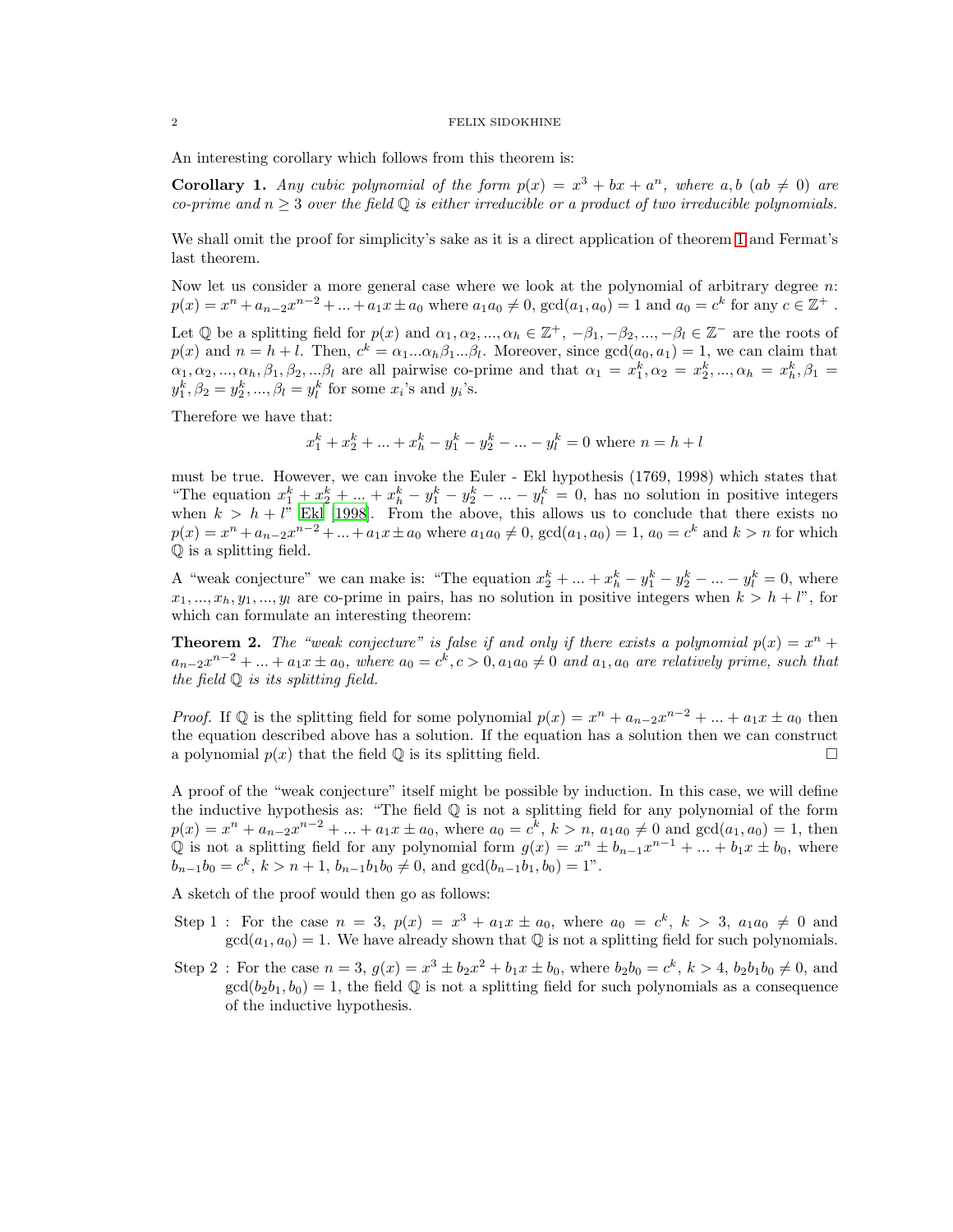An interesting corollary which follows from this theorem is:

**Corollary 1.** *Any cubic polynomial of the form $p(x) = x^3 + bx + a^n$, where $a, b$ $(ab \neq 0)$ are co-prime and $n \geq 3$ over the field $\mathbb{Q}$ is either irreducible or a product of two irreducible polynomials.*

We shall omit the proof for simplicity's sake as it is a direct application of theorem 1 and Fermat's last theorem.

Now let us consider a more general case where we look at the polynomial of arbitrary degree $n$: $p(x) = x^n + a_{n-2}x^{n-2} + ... + a_1 x \pm a_0$ where $a_1 a_0 \neq 0$, $\gcd(a_1, a_0) = 1$ and $a_0 = c^k$ for any $c \in \mathbb{Z}^+$.

Let $\mathbb{Q}$ be a splitting field for $p(x)$ and $\alpha_1, \alpha_2, ..., \alpha_h \in \mathbb{Z}^+$, $-\beta_1, -\beta_2, ..., -\beta_l \in \mathbb{Z}^-$ are the roots of $p(x)$ and $n = h + l$. Then, $c^k = \alpha_1 ... \alpha_h \beta_1 ... \beta_l$. Moreover, since $\gcd(a_0, a_1) = 1$, we can claim that $\alpha_1, \alpha_2, ..., \alpha_h, \beta_1, \beta_2, ...\beta_l$ are all pairwise co-prime and that $\alpha_1 = x_1^k, \alpha_2 = x_2^k, ..., \alpha_h = x_h^k, \beta_1 = y_1^k, \beta_2 = y_2^k, ..., \beta_l = y_l^k$ for some $x_i$'s and $y_i$'s.

Therefore we have that:

$$x_1^k + x_2^k + ... + x_h^k - y_1^k - y_2^k - ... - y_l^k = 0 \text{ where } n = h + l$$

must be true. However, we can invoke the Euler - Ekl hypothesis (1769, 1998) which states that "The equation $x_1^k + x_2^k + ... + x_h^k - y_1^k - y_2^k - ... - y_l^k = 0$, has no solution in positive integers when $k > h + l$" Ekl [1998]. From the above, this allows us to conclude that there exists no $p(x) = x^n + a_{n-2}x^{n-2} + ... + a_1 x \pm a_0$ where $a_1 a_0 \neq 0$, $\gcd(a_1, a_0) = 1$, $a_0 = c^k$ and $k > n$ for which $\mathbb{Q}$ is a splitting field.

A "weak conjecture" we can make is: "The equation $x_2^k + ... + x_h^k - y_1^k - y_2^k - ... - y_l^k = 0$, where $x_1, ..., x_h, y_1, ..., y_l$ are co-prime in pairs, has no solution in positive integers when $k > h + l$", for which can formulate an interesting theorem:

**Theorem 2.** *The "weak conjecture" is false if and only if there exists a polynomial $p(x) = x^n + a_{n-2}x^{n-2} + ... + a_1 x + a_0$, where $a_0 = c^k, c > 0, a_1 a_0 \neq 0$ and $a_1, a_0$ are relatively prime, such that the field $\mathbb{Q}$ is its splitting field.*

*Proof.* If $\mathbb{Q}$ is the splitting field for some polynomial $p(x) = x^n + a_{n-2}x^{n-2} + ... + a_1 x \pm a_0$ then the equation described above has a solution. If the equation has a solution then we can construct a polynomial $p(x)$ that the field $\mathbb{Q}$ is its splitting field. □

A proof of the "weak conjecture" itself might be possible by induction. In this case, we will define the inductive hypothesis as: "The field $\mathbb{Q}$ is not a splitting field for any polynomial of the form $p(x) = x^n + a_{n-2}x^{n-2} + ... + a_1 x \pm a_0$, where $a_0 = c^k$, $k > n$, $a_1 a_0 \neq 0$ and $\gcd(a_1, a_0) = 1$, then $\mathbb{Q}$ is not a splitting field for any polynomial form $g(x) = x^n \pm b_{n-1}x^{n-1} + ... + b_1 x \pm b_0$, where $b_{n-1} b_0 = c^k$, $k > n + 1$, $b_{n-1} b_1 b_0 \neq 0$, and $\gcd(b_{n-1} b_1, b_0) = 1$".

A sketch of the proof would then go as follows:

- Step 1 : For the case $n = 3$, $p(x) = x^3 + a_1 x \pm a_0$, where $a_0 = c^k$, $k > 3$, $a_1 a_0 \neq 0$ and $\gcd(a_1, a_0) = 1$. We have already shown that $\mathbb{Q}$ is not a splitting field for such polynomials.
- Step 2 : For the case $n = 3$, $g(x) = x^3 \pm b_2 x^2 + b_1 x \pm b_0$, where $b_2 b_0 = c^k$, $k > 4$, $b_2 b_1 b_0 \neq 0$, and $\gcd(b_2 b_1, b_0) = 1$, the field $\mathbb{Q}$ is not a splitting field for such polynomials as a consequence of the inductive hypothesis.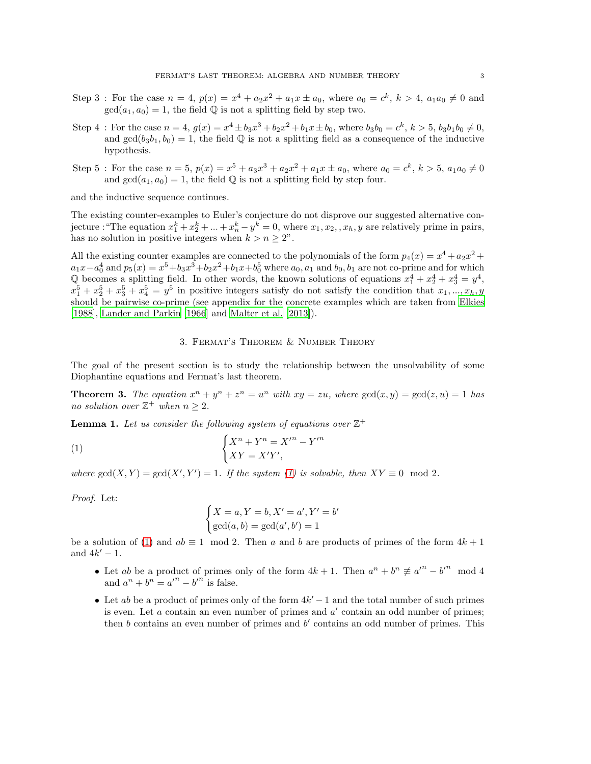Step 3 : For the case $n = 4$, $p(x) = x^4 + a_2x^2 + a_1x \pm a_0$, where $a_0 = c^k$, $k > 4$, $a_1a_0 \neq 0$ and $\gcd(a_1, a_0) = 1$, the field $\mathbb{Q}$ is not a splitting field by step two.

Step 4 : For the case $n = 4$, $g(x) = x^4 \pm b_3x^3 + b_2x^2 + b_1x \pm b_0$, where $b_3b_0 = c^k$, $k > 5$, $b_3b_1b_0 \neq 0$, and $\gcd(b_3b_1, b_0) = 1$, the field $\mathbb{Q}$ is not a splitting field as a consequence of the inductive hypothesis.

Step 5 : For the case $n = 5$, $p(x) = x^5 + a_3x^3 + a_2x^2 + a_1x \pm a_0$, where $a_0 = c^k$, $k > 5$, $a_1a_0 \neq 0$ and $\gcd(a_1, a_0) = 1$, the field $\mathbb{Q}$ is not a splitting field by step four.

and the inductive sequence continues.

The existing counter-examples to Euler's conjecture do not disprove our suggested alternative conjecture :"The equation $x_1^k + x_2^k + ... + x_n^k - y^k = 0$, where $x_1, x_2, , x_h, y$ are relatively prime in pairs, has no solution in positive integers when $k > n \geq 2$".

All the existing counter examples are connected to the polynomials of the form $p_4(x) = x^4 + a_2x^2 + a_1x - a_0^4$ and $p_5(x) = x^5 + b_3x^3 + b_2x^2 + b_1x + b_0^5$ where $a_0, a_1$ and $b_0, b_1$ are not co-prime and for which $\mathbb{Q}$ becomes a splitting field. In other words, the known solutions of equations $x_1^4 + x_2^4 + x_3^4 = y^4$, $x_1^5 + x_2^5 + x_3^5 + x_4^5 = y^5$ in positive integers satisfy do not satisfy the condition that $x_1, ..., x_h, y$ should be pairwise co-prime (see appendix for the concrete examples which are taken from Elkies [1988], Lander and Parkin [1966] and Malter et al. [2013]).

## 3. Fermat's Theorem & Number Theory

The goal of the present section is to study the relationship between the unsolvability of some Diophantine equations and Fermat's last theorem.

**Theorem 3.** *The equation $x^n + y^n + z^n = u^n$ with $xy = zu$, where $\gcd(x, y) = \gcd(z, u) = 1$ has no solution over $\mathbb{Z}^+$ when $n \geq 2$.*

**Lemma 1.** *Let us consider the following system of equations over $\mathbb{Z}^+$*

$$\begin{cases} X^n + Y^n = X'^n - Y'^n \\ XY = X'Y', \end{cases} \tag{1}$$

*where $\gcd(X, Y) = \gcd(X', Y') = 1$. If the system (1) is solvable, then $XY \equiv 0 \mod 2$.*

*Proof.* Let:

$$\begin{cases} X = a, Y = b, X' = a', Y' = b' \\ \gcd(a, b) = \gcd(a', b') = 1 \end{cases}$$

be a solution of (1) and $ab \equiv 1 \mod 2$. Then $a$ and $b$ are products of primes of the form $4k + 1$ and $4k' - 1$.

- Let $ab$ be a product of primes only of the form $4k + 1$. Then $a^n + b^n \not\equiv a'^n - b'^n \mod 4$ and $a^n + b^n = a'^n - b'^n$ is false.
- Let $ab$ be a product of primes only of the form $4k' - 1$ and the total number of such primes is even. Let $a$ contain an even number of primes and $a'$ contain an odd number of primes; then $b$ contains an even number of primes and $b'$ contains an odd number of primes. This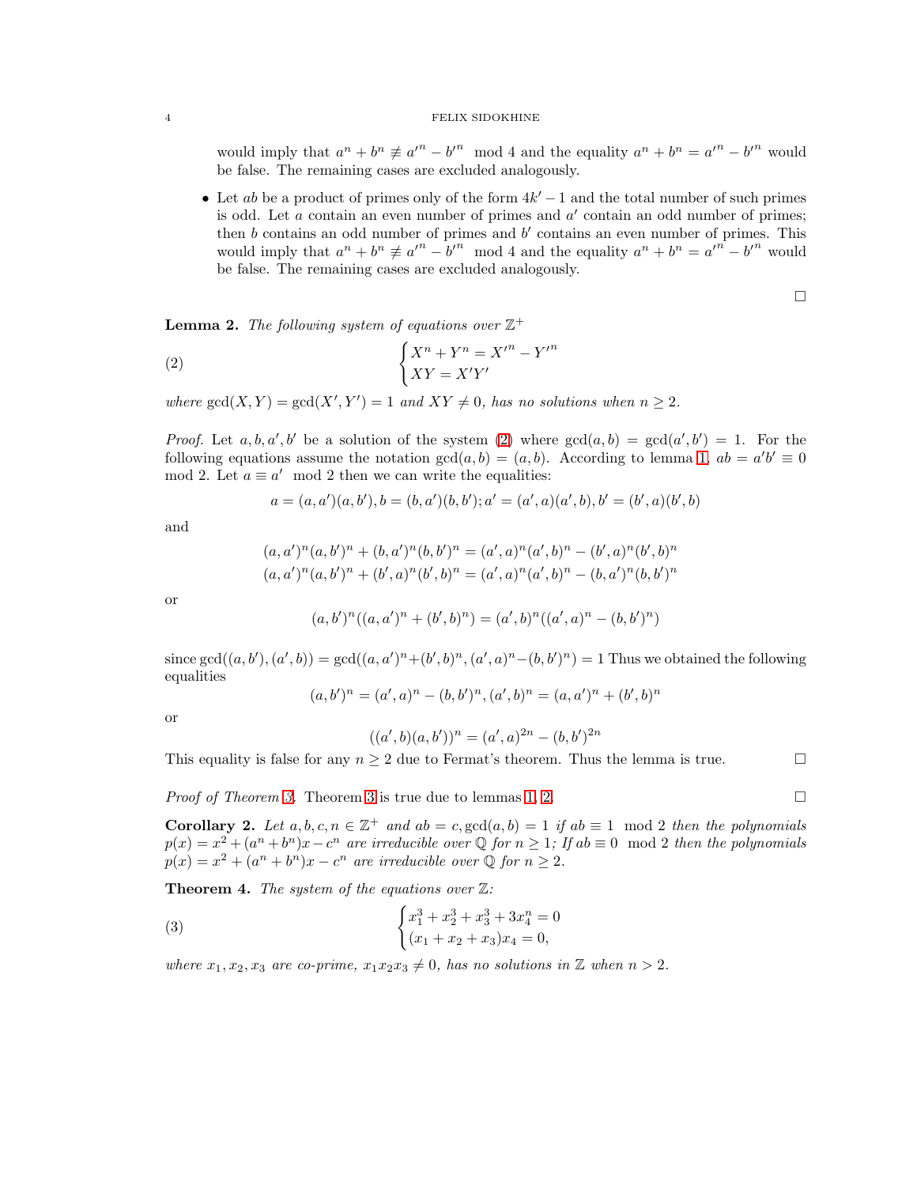would imply that $a^n + b^n \not\equiv a'^n - b'^n \mod 4$ and the equality $a^n + b^n = a'^n - b'^n$ would be false. The remaining cases are excluded analogously.

- Let $ab$ be a product of primes only of the form $4k' - 1$ and the total number of such primes is odd. Let $a$ contain an even number of primes and $a'$ contain an odd number of primes; then $b$ contains an odd number of primes and $b'$ contains an even number of primes. This would imply that $a^n + b^n \not\equiv a'^n - b'^n \mod 4$ and the equality $a^n + b^n = a'^n - b'^n$ would be false. The remaining cases are excluded analogously.

$\square$

**Lemma 2.** *The following system of equations over* $\mathbb{Z}^+$

$$\begin{cases} X^n + Y^n = X'^n - Y'^n \\ XY = X'Y' \end{cases} \tag{2}$$

*where* $\gcd(X, Y) = \gcd(X', Y') = 1$ *and* $XY \neq 0$*, has no solutions when* $n \geq 2$.

*Proof.* Let $a, b, a', b'$ be a solution of the system (2) where $\gcd(a, b) = \gcd(a', b') = 1$. For the following equations assume the notation $\gcd(a, b) = (a, b)$. According to lemma 1, $ab = a'b' \equiv 0 \mod 2$. Let $a \equiv a' \mod 2$ then we can write the equalities:

$$a = (a, a')(a, b'), b = (b, a')(b, b'); a' = (a', a)(a', b), b' = (b', a)(b', b)$$

and

$$(a, a')^n(a, b')^n + (b, a')^n(b, b')^n = (a', a)^n(a', b)^n - (b', a)^n(b', b)^n$$
$$(a, a')^n(a, b')^n + (b', a)^n(b', b)^n = (a', a)^n(a', b)^n - (b, a')^n(b, b')^n$$

or

$$(a, b')^n((a, a')^n + (b', b)^n) = (a', b)^n((a', a)^n - (b, b')^n)$$

since $\gcd((a, b'), (a', b)) = \gcd((a, a')^n + (b', b)^n, (a', a)^n - (b, b')^n) = 1$ Thus we obtained the following equalities

$$(a, b')^n = (a', a)^n - (b, b')^n, (a', b)^n = (a, a')^n + (b', b)^n$$

or

$$((a', b)(a, b'))^n = (a', a)^{2n} - (b, b')^{2n}$$

This equality is false for any $n \geq 2$ due to Fermat's theorem. Thus the lemma is true. $\square$

*Proof of Theorem 3.* Theorem 3 is true due to lemmas 1, 2. $\square$

**Corollary 2.** *Let* $a, b, c, n \in \mathbb{Z}^+$ *and* $ab = c, \gcd(a, b) = 1$ *if* $ab \equiv 1 \mod 2$ *then the polynomials* $p(x) = x^2 + (a^n + b^n)x - c^n$ *are irreducible over* $\mathbb{Q}$ *for* $n \geq 1$*; If* $ab \equiv 0 \mod 2$ *then the polynomials* $p(x) = x^2 + (a^n + b^n)x - c^n$ *are irreducible over* $\mathbb{Q}$ *for* $n \geq 2$.

**Theorem 4.** *The system of the equations over* $\mathbb{Z}$*:*

$$\begin{cases} x_1^3 + x_2^3 + x_3^3 + 3x_4^n = 0 \\ (x_1 + x_2 + x_3)x_4 = 0, \end{cases} \tag{3}$$

*where* $x_1, x_2, x_3$ *are co-prime,* $x_1x_2x_3 \neq 0$*, has no solutions in* $\mathbb{Z}$ *when* $n > 2$.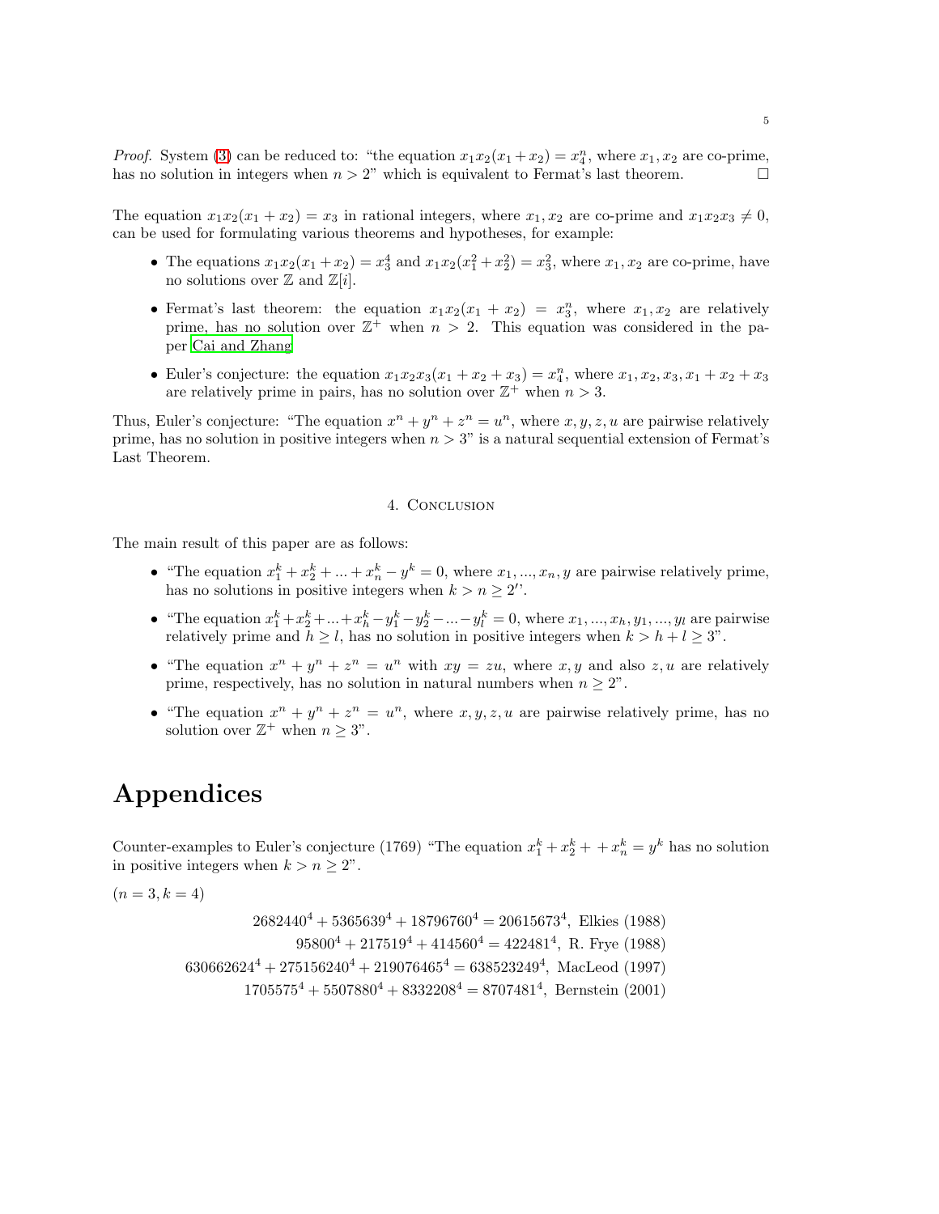*Proof.* System (3) can be reduced to: "the equation $x_1x_2(x_1+x_2)=x_4^n$, where $x_1,x_2$ are co-prime, has no solution in integers when $n>2$" which is equivalent to Fermat's last theorem. □

The equation $x_1x_2(x_1+x_2)=x_3$ in rational integers, where $x_1,x_2$ are co-prime and $x_1x_2x_3 \neq 0$, can be used for formulating various theorems and hypotheses, for example:

- The equations $x_1x_2(x_1+x_2)=x_3^4$ and $x_1x_2(x_1^2+x_2^2)=x_3^2$, where $x_1,x_2$ are co-prime, have no solutions over $\mathbb{Z}$ and $\mathbb{Z}[i]$.
- Fermat's last theorem: the equation $x_1x_2(x_1+x_2)=x_3^n$, where $x_1,x_2$ are relatively prime, has no solution over $\mathbb{Z}^+$ when $n>2$. This equation was considered in the paper Cai and Zhang
- Euler's conjecture: the equation $x_1x_2x_3(x_1+x_2+x_3)=x_4^n$, where $x_1,x_2,x_3,x_1+x_2+x_3$ are relatively prime in pairs, has no solution over $\mathbb{Z}^+$ when $n>3$.

Thus, Euler's conjecture: "The equation $x^n+y^n+z^n=u^n$, where $x,y,z,u$ are pairwise relatively prime, has no solution in positive integers when $n>3$" is a natural sequential extension of Fermat's Last Theorem.

## 4. Conclusion

The main result of this paper are as follows:

- "The equation $x_1^k+x_2^k+...+x_n^k-y^k=0$, where $x_1,...,x_n,y$ are pairwise relatively prime, has no solutions in positive integers when $k>n\geq 2$".
- "The equation $x_1^k+x_2^k+...+x_h^k-y_1^k-y_2^k-...-y_l^k=0$, where $x_1,...,x_h,y_1,...,y_l$ are pairwise relatively prime and $h\geq l$, has no solution in positive integers when $k>h+l\geq 3$".
- "The equation $x^n+y^n+z^n=u^n$ with $xy=zu$, where $x,y$ and also $z,u$ are relatively prime, respectively, has no solution in natural numbers when $n\geq 2$".
- "The equation $x^n+y^n+z^n=u^n$, where $x,y,z,u$ are pairwise relatively prime, has no solution over $\mathbb{Z}^+$ when $n\geq 3$".

# Appendices

Counter-examples to Euler's conjecture (1769) "The equation $x_1^k+x_2^k+\ +x_n^k=y^k$ has no solution in positive integers when $k>n\geq 2$".

$(n=3, k=4)$

$$2682440^4+5365639^4+18796760^4=20615673^4,\ \text{Elkies (1988)}$$
$$95800^4+217519^4+414560^4=422481^4,\ \text{R. Frye (1988)}$$
$$630662624^4+275156240^4+219076465^4=638523249^4,\ \text{MacLeod (1997)}$$
$$1705575^4+5507880^4+8332208^4=8707481^4,\ \text{Bernstein (2001)}$$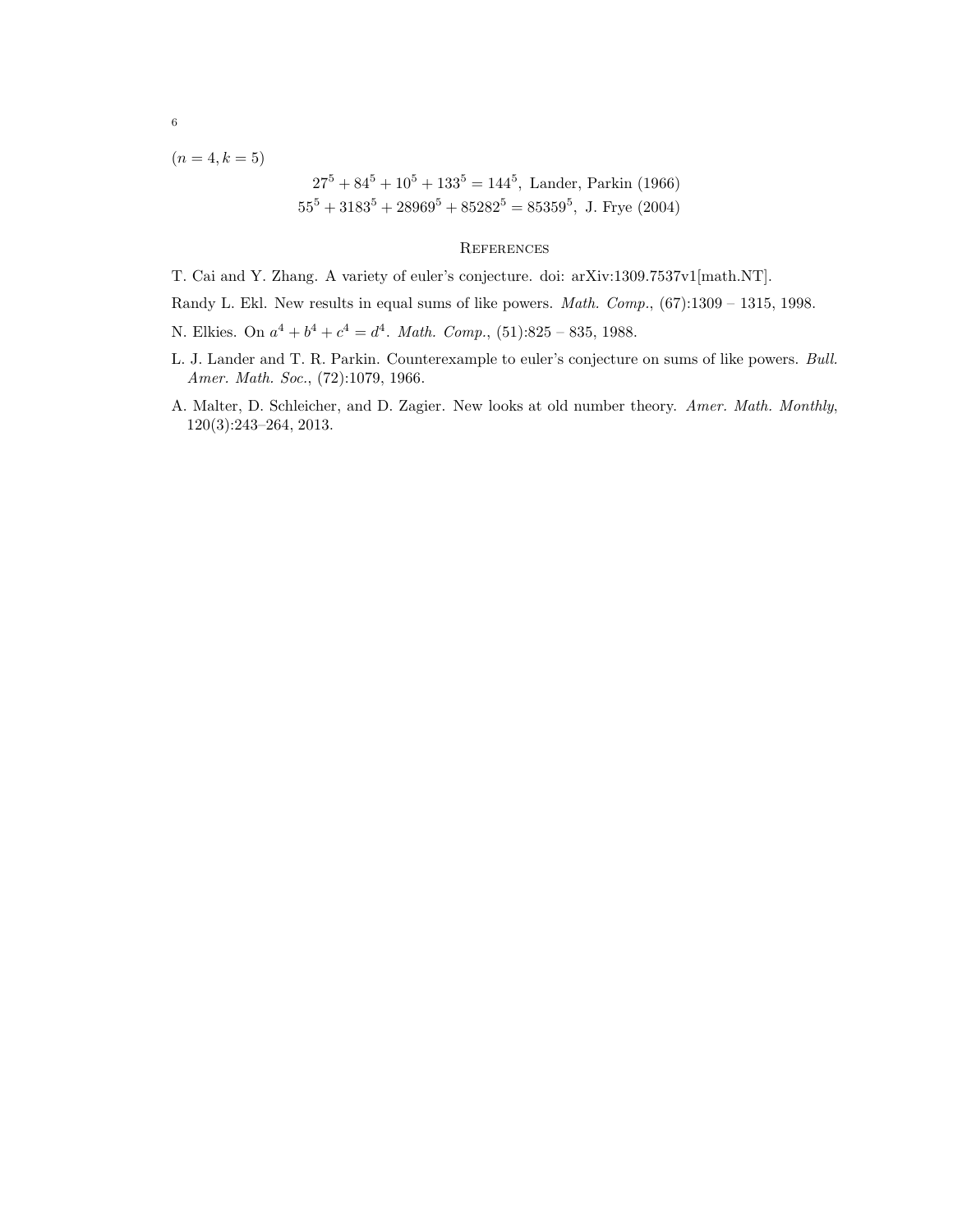$(n = 4, k = 5)$

$$27^5 + 84^5 + 10^5 + 133^5 = 144^5, \text{ Lander, Parkin (1966)}$$
$$55^5 + 3183^5 + 28969^5 + 85282^5 = 85359^5, \text{ J. Frye (2004)}$$

## References

T. Cai and Y. Zhang. A variety of euler's conjecture. doi: arXiv:1309.7537v1[math.NT].

Randy L. Ekl. New results in equal sums of like powers. *Math. Comp.*, (67):1309 – 1315, 1998.

N. Elkies. On $a^4 + b^4 + c^4 = d^4$. *Math. Comp.*, (51):825 – 835, 1988.

L. J. Lander and T. R. Parkin. Counterexample to euler's conjecture on sums of like powers. *Bull. Amer. Math. Soc.*, (72):1079, 1966.

A. Malter, D. Schleicher, and D. Zagier. New looks at old number theory. *Amer. Math. Monthly*, 120(3):243–264, 2013.